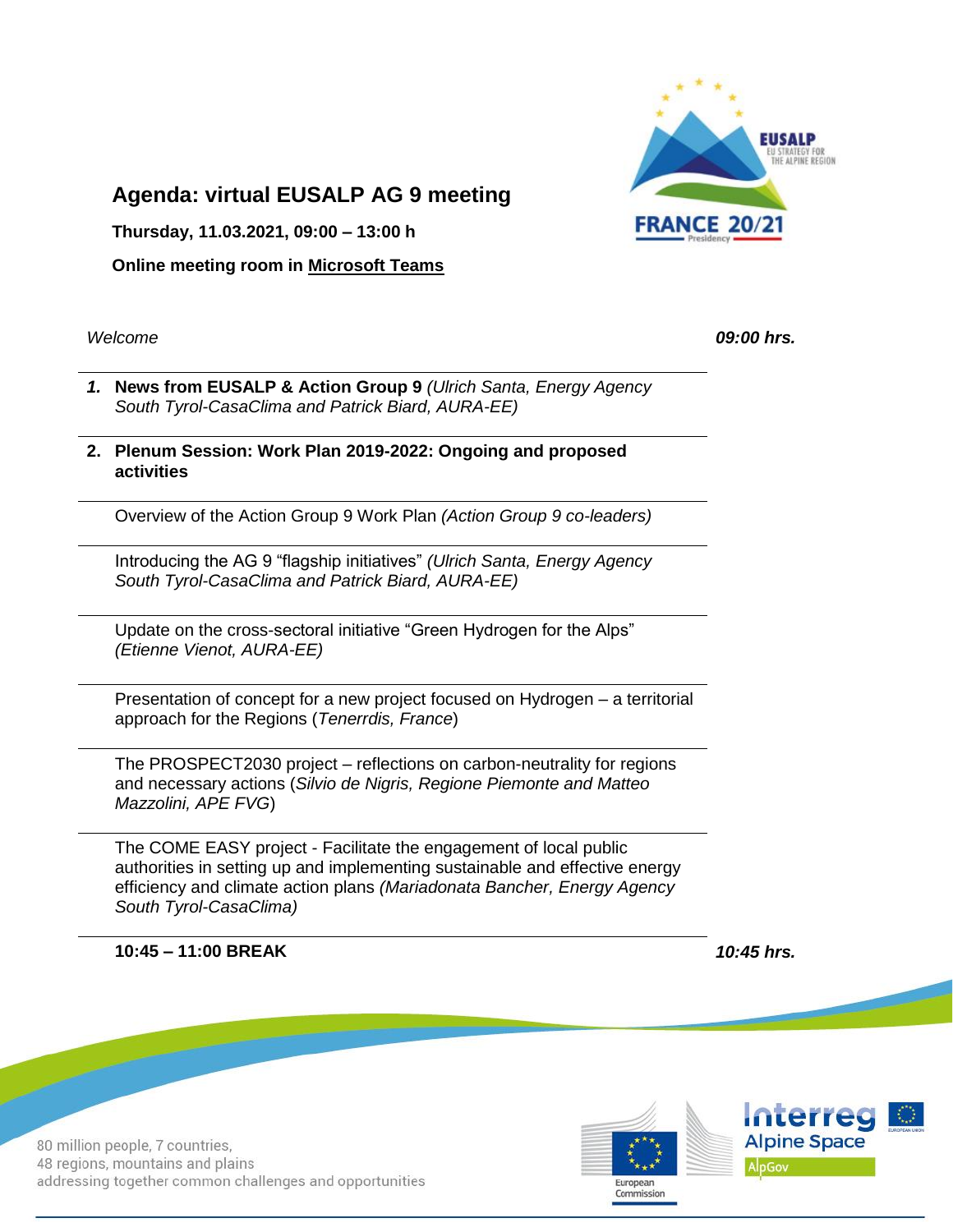# Agenda: virtual EUSALP AG 9 meeting

**Thursday, 11.03.2021, 09:00 – 13:00 h**

**Online meeting room in Microsoft Teams**

*Welcome* — ***09:00 hrs.***

1. **News from EUSALP & Action Group 9** *(Ulrich Santa, Energy Agency South Tyrol-CasaClima and Patrick Biard, AURA-EE)*

2. **Plenum Session: Work Plan 2019-2022: Ongoing and proposed activities**

   Overview of the Action Group 9 Work Plan *(Action Group 9 co-leaders)*

   Introducing the AG 9 "flagship initiatives" *(Ulrich Santa, Energy Agency South Tyrol-CasaClima and Patrick Biard, AURA-EE)*

   Update on the cross-sectoral initiative "Green Hydrogen for the Alps" *(Etienne Vienot, AURA-EE)*

   Presentation of concept for a new project focused on Hydrogen – a territorial approach for the Regions (*Tenerrdis, France*)

   The PROSPECT2030 project – reflections on carbon-neutrality for regions and necessary actions (*Silvio de Nigris, Regione Piemonte and Matteo Mazzolini, APE FVG*)

   The COME EASY project - Facilitate the engagement of local public authorities in setting up and implementing sustainable and effective energy efficiency and climate action plans *(Mariadonata Bancher, Energy Agency South Tyrol-CasaClima)*

**10:45 – 11:00 BREAK** — ***10:45 hrs.***

80 million people, 7 countries,
48 regions, mountains and plains
addressing together common challenges and opportunities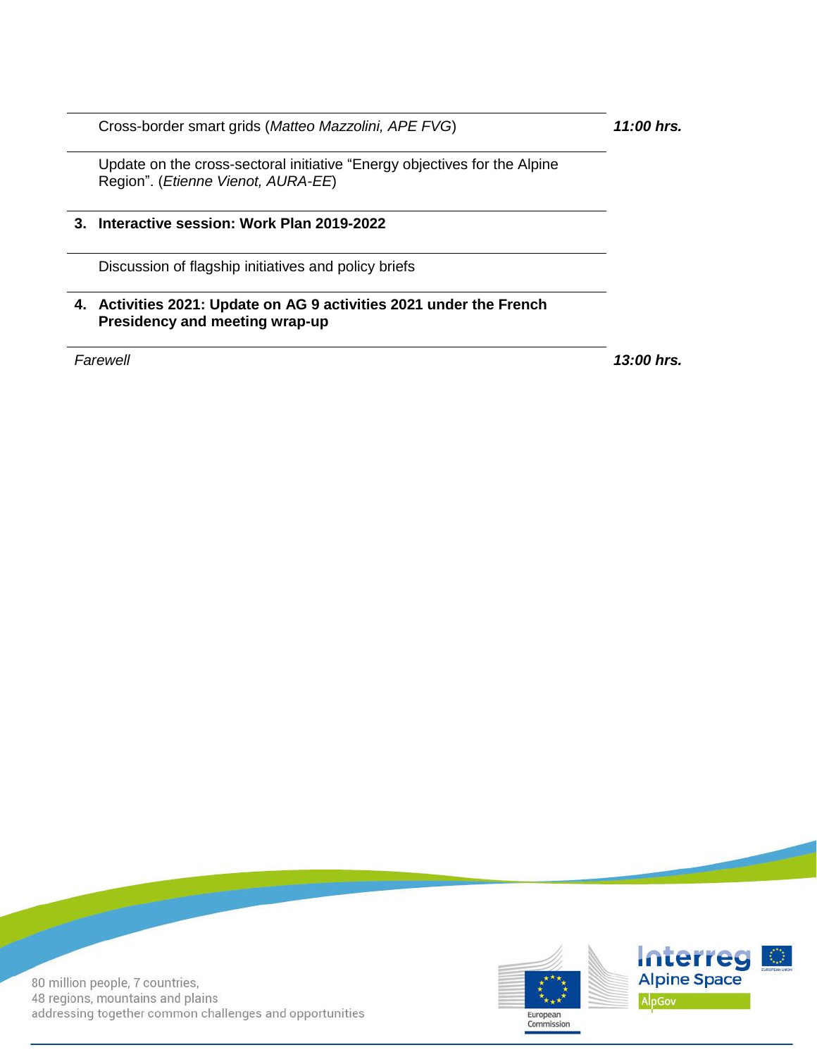| | |
|---|---|
| Cross-border smart grids (*Matteo Mazzolini, APE FVG*) | ***11:00 hrs.*** |
| Update on the cross-sectoral initiative “Energy objectives for the Alpine Region”. (*Etienne Vienot, AURA-EE*) | |
| **3. Interactive session: Work Plan 2019-2022** | |
| Discussion of flagship initiatives and policy briefs | |
| **4. Activities 2021: Update on AG 9 activities 2021 under the French Presidency and meeting wrap-up** | |
| *Farewell* | ***13:00 hrs.*** |

80 million people, 7 countries,
48 regions, mountains and plains
addressing together common challenges and opportunities

European Commission

Interreg Alpine Space

AlpGov